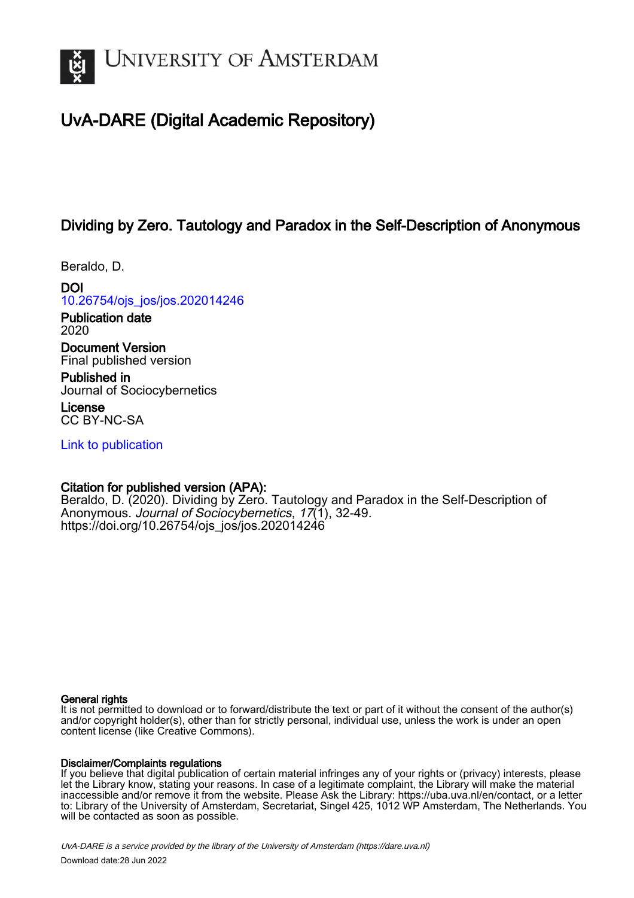UNIVERSITY OF AMSTERDAM

# UvA-DARE (Digital Academic Repository)

## Dividing by Zero. Tautology and Paradox in the Self-Description of Anonymous

Beraldo, D.

**DOI**
10.26754/ojs_jos/jos.202014246

**Publication date**
2020

**Document Version**
Final published version

**Published in**
Journal of Sociocybernetics

**License**
CC BY-NC-SA

Link to publication

**Citation for published version (APA):**
Beraldo, D. (2020). Dividing by Zero. Tautology and Paradox in the Self-Description of Anonymous. *Journal of Sociocybernetics*, *17*(1), 32-49. https://doi.org/10.26754/ojs_jos/jos.202014246

**General rights**
It is not permitted to download or to forward/distribute the text or part of it without the consent of the author(s) and/or copyright holder(s), other than for strictly personal, individual use, unless the work is under an open content license (like Creative Commons).

**Disclaimer/Complaints regulations**
If you believe that digital publication of certain material infringes any of your rights or (privacy) interests, please let the Library know, stating your reasons. In case of a legitimate complaint, the Library will make the material inaccessible and/or remove it from the website. Please Ask the Library: https://uba.uva.nl/en/contact, or a letter to: Library of the University of Amsterdam, Secretariat, Singel 425, 1012 WP Amsterdam, The Netherlands. You will be contacted as soon as possible.

*UvA-DARE is a service provided by the library of the University of Amsterdam (https://dare.uva.nl)*

Download date:28 Jun 2022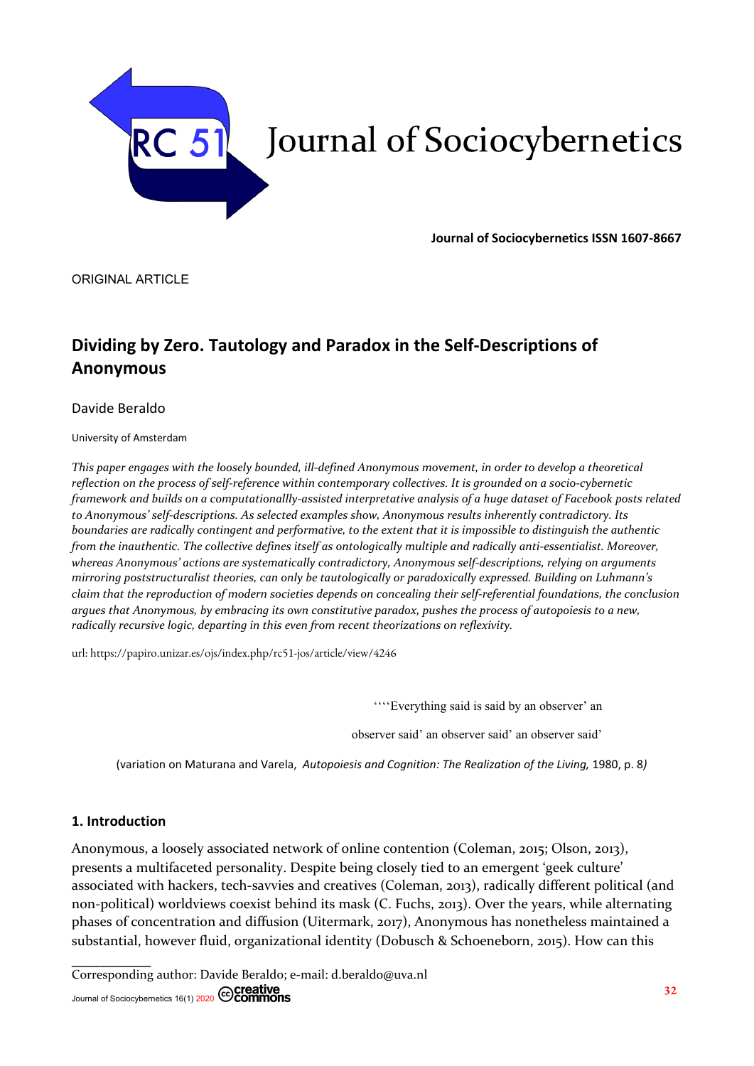**Journal of Sociocybernetics ISSN 1607-8667**

ORIGINAL ARTICLE

# Dividing by Zero. Tautology and Paradox in the Self-Descriptions of Anonymous

Davide Beraldo

University of Amsterdam

*This paper engages with the loosely bounded, ill-defined Anonymous movement, in order to develop a theoretical reflection on the process of self-reference within contemporary collectives. It is grounded on a socio-cybernetic framework and builds on a computationallly-assisted interpretative analysis of a huge dataset of Facebook posts related to Anonymous' self-descriptions. As selected examples show, Anonymous results inherently contradictory. Its boundaries are radically contingent and performative, to the extent that it is impossible to distinguish the authentic from the inauthentic. The collective defines itself as ontologically multiple and radically anti-essentialist. Moreover, whereas Anonymous' actions are systematically contradictory, Anonymous self-descriptions, relying on arguments mirroring poststructuralist theories, can only be tautologically or paradoxically expressed. Building on Luhmann's claim that the reproduction of modern societies depends on concealing their self-referential foundations, the conclusion argues that Anonymous, by embracing its own constitutive paradox, pushes the process of autopoiesis to a new, radically recursive logic, departing in this even from recent theorizations on reflexivity.*

url: https://papiro.unizar.es/ojs/index.php/rc51-jos/article/view/4246

> ''''Everything said is said by an observer' an observer said' an observer said' an observer said'
>
> (variation on Maturana and Varela, *Autopoiesis and Cognition: The Realization of the Living,* 1980, p. 8)

## 1. Introduction

Anonymous, a loosely associated network of online contention (Coleman, 2015; Olson, 2013), presents a multifaceted personality. Despite being closely tied to an emergent 'geek culture' associated with hackers, tech-savvies and creatives (Coleman, 2013), radically different political (and non-political) worldviews coexist behind its mask (C. Fuchs, 2013). Over the years, while alternating phases of concentration and diffusion (Uitermark, 2017), Anonymous has nonetheless maintained a substantial, however fluid, organizational identity (Dobusch & Schoeneborn, 2015). How can this

Corresponding author: Davide Beraldo; e-mail: d.beraldo@uva.nl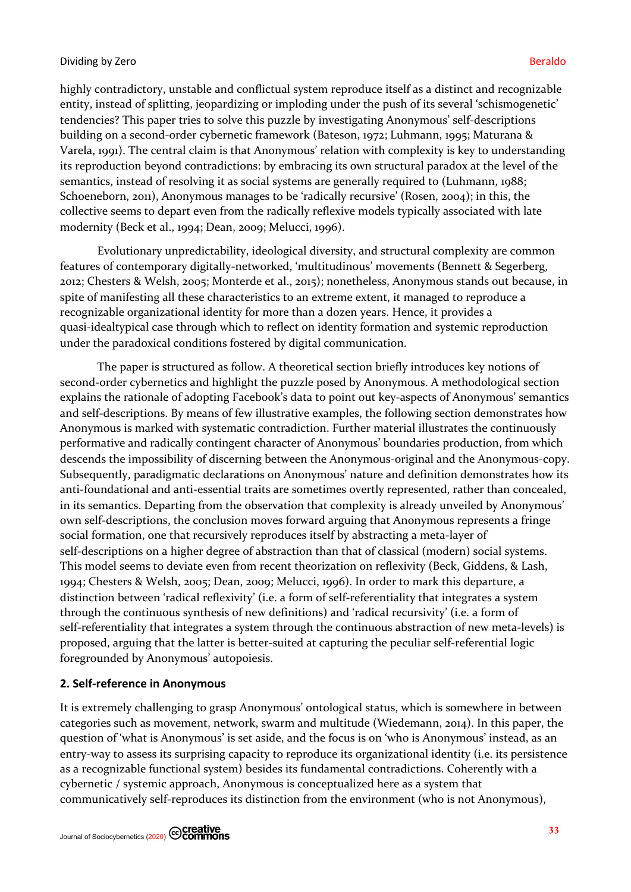highly contradictory, unstable and conflictual system reproduce itself as a distinct and recognizable entity, instead of splitting, jeopardizing or imploding under the push of its several 'schismogenetic' tendencies? This paper tries to solve this puzzle by investigating Anonymous' self-descriptions building on a second-order cybernetic framework (Bateson, 1972; Luhmann, 1995; Maturana & Varela, 1991). The central claim is that Anonymous' relation with complexity is key to understanding its reproduction beyond contradictions: by embracing its own structural paradox at the level of the semantics, instead of resolving it as social systems are generally required to (Luhmann, 1988; Schoeneborn, 2011), Anonymous manages to be 'radically recursive' (Rosen, 2004); in this, the collective seems to depart even from the radically reflexive models typically associated with late modernity (Beck et al., 1994; Dean, 2009; Melucci, 1996).

Evolutionary unpredictability, ideological diversity, and structural complexity are common features of contemporary digitally-networked, 'multitudinous' movements (Bennett & Segerberg, 2012; Chesters & Welsh, 2005; Monterde et al., 2015); nonetheless, Anonymous stands out because, in spite of manifesting all these characteristics to an extreme extent, it managed to reproduce a recognizable organizational identity for more than a dozen years. Hence, it provides a quasi-idealtypical case through which to reflect on identity formation and systemic reproduction under the paradoxical conditions fostered by digital communication.

The paper is structured as follow. A theoretical section briefly introduces key notions of second-order cybernetics and highlight the puzzle posed by Anonymous. A methodological section explains the rationale of adopting Facebook's data to point out key-aspects of Anonymous' semantics and self-descriptions. By means of few illustrative examples, the following section demonstrates how Anonymous is marked with systematic contradiction. Further material illustrates the continuously performative and radically contingent character of Anonymous' boundaries production, from which descends the impossibility of discerning between the Anonymous-original and the Anonymous-copy. Subsequently, paradigmatic declarations on Anonymous' nature and definition demonstrates how its anti-foundational and anti-essential traits are sometimes overtly represented, rather than concealed, in its semantics. Departing from the observation that complexity is already unveiled by Anonymous' own self-descriptions, the conclusion moves forward arguing that Anonymous represents a fringe social formation, one that recursively reproduces itself by abstracting a meta-layer of self-descriptions on a higher degree of abstraction than that of classical (modern) social systems. This model seems to deviate even from recent theorization on reflexivity (Beck, Giddens, & Lash, 1994; Chesters & Welsh, 2005; Dean, 2009; Melucci, 1996). In order to mark this departure, a distinction between 'radical reflexivity' (i.e. a form of self-referentiality that integrates a system through the continuous synthesis of new definitions) and 'radical recursivity' (i.e. a form of self-referentiality that integrates a system through the continuous abstraction of new meta-levels) is proposed, arguing that the latter is better-suited at capturing the peculiar self-referential logic foregrounded by Anonymous' autopoiesis.

## 2. Self-reference in Anonymous

It is extremely challenging to grasp Anonymous' ontological status, which is somewhere in between categories such as movement, network, swarm and multitude (Wiedemann, 2014). In this paper, the question of 'what is Anonymous' is set aside, and the focus is on 'who is Anonymous' instead, as an entry-way to assess its surprising capacity to reproduce its organizational identity (i.e. its persistence as a recognizable functional system) besides its fundamental contradictions. Coherently with a cybernetic / systemic approach, Anonymous is conceptualized here as a system that communicatively self-reproduces its distinction from the environment (who is not Anonymous),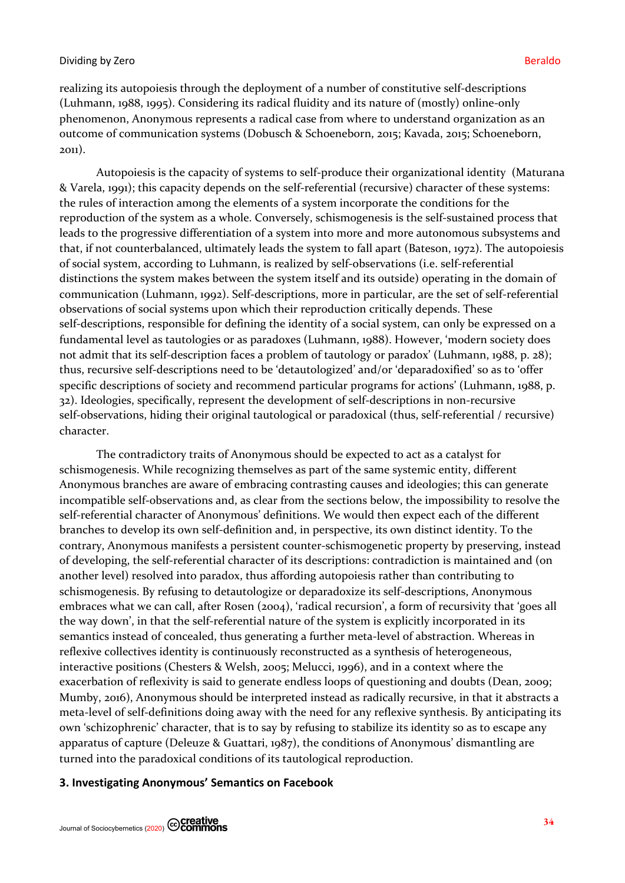realizing its autopoiesis through the deployment of a number of constitutive self-descriptions (Luhmann, 1988, 1995). Considering its radical fluidity and its nature of (mostly) online-only phenomenon, Anonymous represents a radical case from where to understand organization as an outcome of communication systems (Dobusch & Schoeneborn, 2015; Kavada, 2015; Schoeneborn, 2011).

Autopoiesis is the capacity of systems to self-produce their organizational identity (Maturana & Varela, 1991); this capacity depends on the self-referential (recursive) character of these systems: the rules of interaction among the elements of a system incorporate the conditions for the reproduction of the system as a whole. Conversely, schismogenesis is the self-sustained process that leads to the progressive differentiation of a system into more and more autonomous subsystems and that, if not counterbalanced, ultimately leads the system to fall apart (Bateson, 1972). The autopoiesis of social system, according to Luhmann, is realized by self-observations (i.e. self-referential distinctions the system makes between the system itself and its outside) operating in the domain of communication (Luhmann, 1992). Self-descriptions, more in particular, are the set of self-referential observations of social systems upon which their reproduction critically depends. These self-descriptions, responsible for defining the identity of a social system, can only be expressed on a fundamental level as tautologies or as paradoxes (Luhmann, 1988). However, 'modern society does not admit that its self-description faces a problem of tautology or paradox' (Luhmann, 1988, p. 28); thus, recursive self-descriptions need to be 'detautologized' and/or 'deparadoxified' so as to 'offer specific descriptions of society and recommend particular programs for actions' (Luhmann, 1988, p. 32). Ideologies, specifically, represent the development of self-descriptions in non-recursive self-observations, hiding their original tautological or paradoxical (thus, self-referential / recursive) character.

The contradictory traits of Anonymous should be expected to act as a catalyst for schismogenesis. While recognizing themselves as part of the same systemic entity, different Anonymous branches are aware of embracing contrasting causes and ideologies; this can generate incompatible self-observations and, as clear from the sections below, the impossibility to resolve the self-referential character of Anonymous' definitions. We would then expect each of the different branches to develop its own self-definition and, in perspective, its own distinct identity. To the contrary, Anonymous manifests a persistent counter-schismogenetic property by preserving, instead of developing, the self-referential character of its descriptions: contradiction is maintained and (on another level) resolved into paradox, thus affording autopoiesis rather than contributing to schismogenesis. By refusing to detautologize or deparadoxize its self-descriptions, Anonymous embraces what we can call, after Rosen (2004), 'radical recursion', a form of recursivity that 'goes all the way down', in that the self-referential nature of the system is explicitly incorporated in its semantics instead of concealed, thus generating a further meta-level of abstraction. Whereas in reflexive collectives identity is continuously reconstructed as a synthesis of heterogeneous, interactive positions (Chesters & Welsh, 2005; Melucci, 1996), and in a context where the exacerbation of reflexivity is said to generate endless loops of questioning and doubts (Dean, 2009; Mumby, 2016), Anonymous should be interpreted instead as radically recursive, in that it abstracts a meta-level of self-definitions doing away with the need for any reflexive synthesis. By anticipating its own 'schizophrenic' character, that is to say by refusing to stabilize its identity so as to escape any apparatus of capture (Deleuze & Guattari, 1987), the conditions of Anonymous' dismantling are turned into the paradoxical conditions of its tautological reproduction.

## 3. Investigating Anonymous' Semantics on Facebook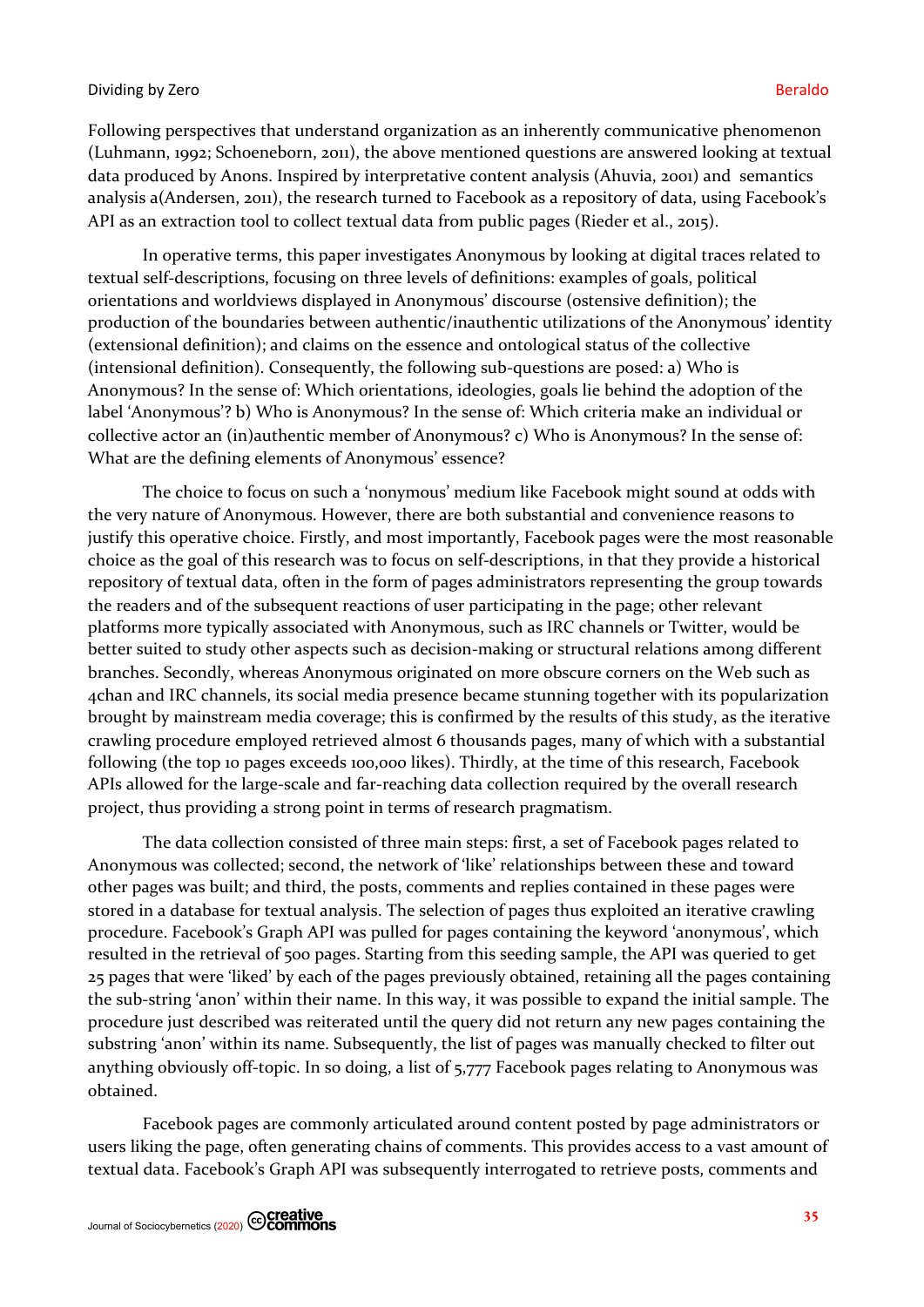Following perspectives that understand organization as an inherently communicative phenomenon (Luhmann, 1992; Schoeneborn, 2011), the above mentioned questions are answered looking at textual data produced by Anons. Inspired by interpretative content analysis (Ahuvia, 2001) and semantics analysis a(Andersen, 2011), the research turned to Facebook as a repository of data, using Facebook's API as an extraction tool to collect textual data from public pages (Rieder et al., 2015).

In operative terms, this paper investigates Anonymous by looking at digital traces related to textual self-descriptions, focusing on three levels of definitions: examples of goals, political orientations and worldviews displayed in Anonymous' discourse (ostensive definition); the production of the boundaries between authentic/inauthentic utilizations of the Anonymous' identity (extensional definition); and claims on the essence and ontological status of the collective (intensional definition). Consequently, the following sub-questions are posed: a) Who is Anonymous? In the sense of: Which orientations, ideologies, goals lie behind the adoption of the label 'Anonymous'? b) Who is Anonymous? In the sense of: Which criteria make an individual or collective actor an (in)authentic member of Anonymous? c) Who is Anonymous? In the sense of: What are the defining elements of Anonymous' essence?

The choice to focus on such a 'nonymous' medium like Facebook might sound at odds with the very nature of Anonymous. However, there are both substantial and convenience reasons to justify this operative choice. Firstly, and most importantly, Facebook pages were the most reasonable choice as the goal of this research was to focus on self-descriptions, in that they provide a historical repository of textual data, often in the form of pages administrators representing the group towards the readers and of the subsequent reactions of user participating in the page; other relevant platforms more typically associated with Anonymous, such as IRC channels or Twitter, would be better suited to study other aspects such as decision-making or structural relations among different branches. Secondly, whereas Anonymous originated on more obscure corners on the Web such as 4chan and IRC channels, its social media presence became stunning together with its popularization brought by mainstream media coverage; this is confirmed by the results of this study, as the iterative crawling procedure employed retrieved almost 6 thousands pages, many of which with a substantial following (the top 10 pages exceeds 100,000 likes). Thirdly, at the time of this research, Facebook APIs allowed for the large-scale and far-reaching data collection required by the overall research project, thus providing a strong point in terms of research pragmatism.

The data collection consisted of three main steps: first, a set of Facebook pages related to Anonymous was collected; second, the network of 'like' relationships between these and toward other pages was built; and third, the posts, comments and replies contained in these pages were stored in a database for textual analysis. The selection of pages thus exploited an iterative crawling procedure. Facebook's Graph API was pulled for pages containing the keyword 'anonymous', which resulted in the retrieval of 500 pages. Starting from this seeding sample, the API was queried to get 25 pages that were 'liked' by each of the pages previously obtained, retaining all the pages containing the sub-string 'anon' within their name. In this way, it was possible to expand the initial sample. The procedure just described was reiterated until the query did not return any new pages containing the substring 'anon' within its name. Subsequently, the list of pages was manually checked to filter out anything obviously off-topic. In so doing, a list of 5,777 Facebook pages relating to Anonymous was obtained.

Facebook pages are commonly articulated around content posted by page administrators or users liking the page, often generating chains of comments. This provides access to a vast amount of textual data. Facebook's Graph API was subsequently interrogated to retrieve posts, comments and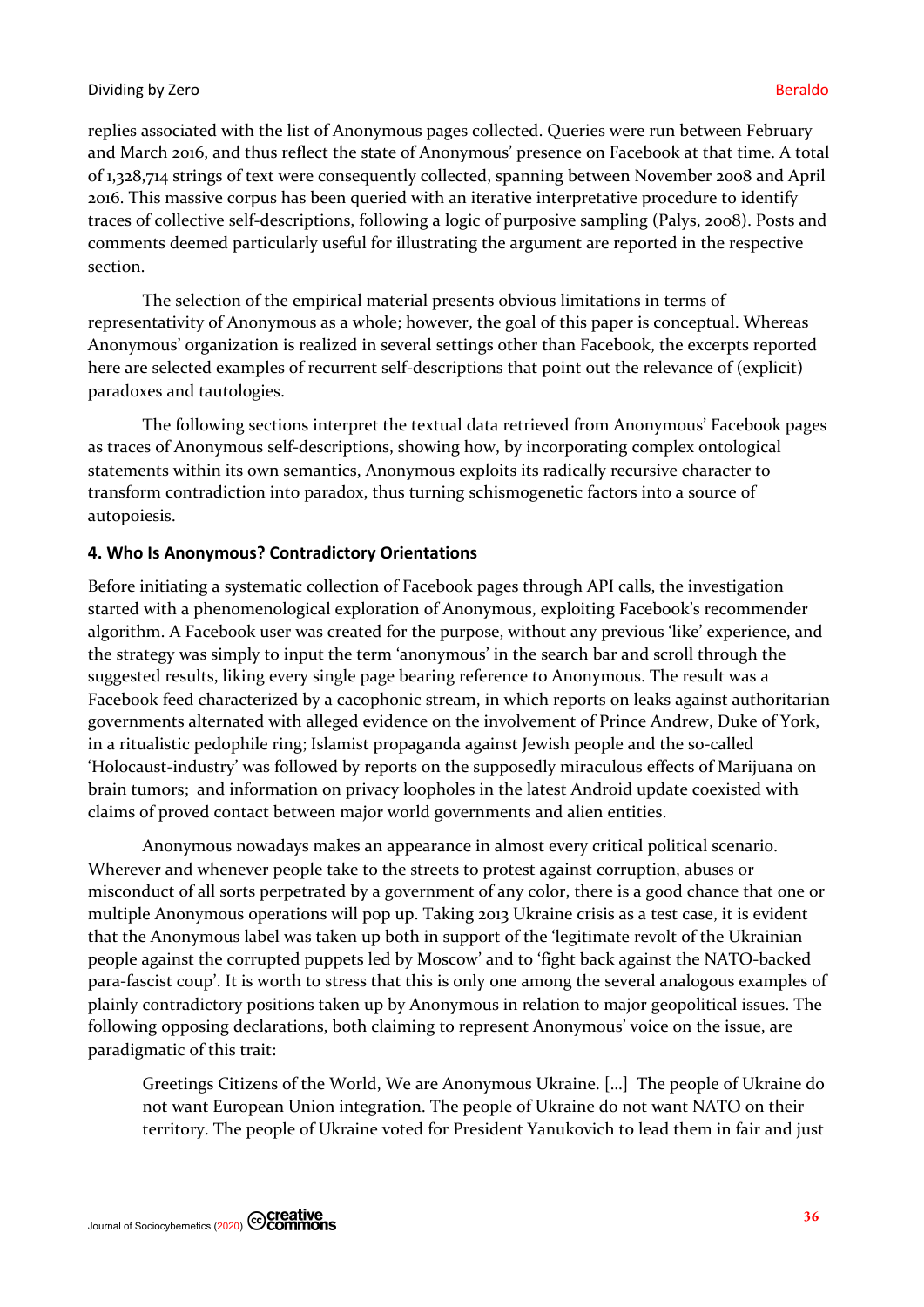replies associated with the list of Anonymous pages collected. Queries were run between February and March 2016, and thus reflect the state of Anonymous' presence on Facebook at that time. A total of 1,328,714 strings of text were consequently collected, spanning between November 2008 and April 2016. This massive corpus has been queried with an iterative interpretative procedure to identify traces of collective self-descriptions, following a logic of purposive sampling (Palys, 2008). Posts and comments deemed particularly useful for illustrating the argument are reported in the respective section.

The selection of the empirical material presents obvious limitations in terms of representativity of Anonymous as a whole; however, the goal of this paper is conceptual. Whereas Anonymous' organization is realized in several settings other than Facebook, the excerpts reported here are selected examples of recurrent self-descriptions that point out the relevance of (explicit) paradoxes and tautologies.

The following sections interpret the textual data retrieved from Anonymous' Facebook pages as traces of Anonymous self-descriptions, showing how, by incorporating complex ontological statements within its own semantics, Anonymous exploits its radically recursive character to transform contradiction into paradox, thus turning schismogenetic factors into a source of autopoiesis.

## 4. Who Is Anonymous? Contradictory Orientations

Before initiating a systematic collection of Facebook pages through API calls, the investigation started with a phenomenological exploration of Anonymous, exploiting Facebook's recommender algorithm. A Facebook user was created for the purpose, without any previous 'like' experience, and the strategy was simply to input the term 'anonymous' in the search bar and scroll through the suggested results, liking every single page bearing reference to Anonymous. The result was a Facebook feed characterized by a cacophonic stream, in which reports on leaks against authoritarian governments alternated with alleged evidence on the involvement of Prince Andrew, Duke of York, in a ritualistic pedophile ring; Islamist propaganda against Jewish people and the so-called 'Holocaust-industry' was followed by reports on the supposedly miraculous effects of Marijuana on brain tumors; and information on privacy loopholes in the latest Android update coexisted with claims of proved contact between major world governments and alien entities.

Anonymous nowadays makes an appearance in almost every critical political scenario. Wherever and whenever people take to the streets to protest against corruption, abuses or misconduct of all sorts perpetrated by a government of any color, there is a good chance that one or multiple Anonymous operations will pop up. Taking 2013 Ukraine crisis as a test case, it is evident that the Anonymous label was taken up both in support of the 'legitimate revolt of the Ukrainian people against the corrupted puppets led by Moscow' and to 'fight back against the NATO-backed para-fascist coup'. It is worth to stress that this is only one among the several analogous examples of plainly contradictory positions taken up by Anonymous in relation to major geopolitical issues. The following opposing declarations, both claiming to represent Anonymous' voice on the issue, are paradigmatic of this trait:

> Greetings Citizens of the World, We are Anonymous Ukraine. [...] The people of Ukraine do not want European Union integration. The people of Ukraine do not want NATO on their territory. The people of Ukraine voted for President Yanukovich to lead them in fair and just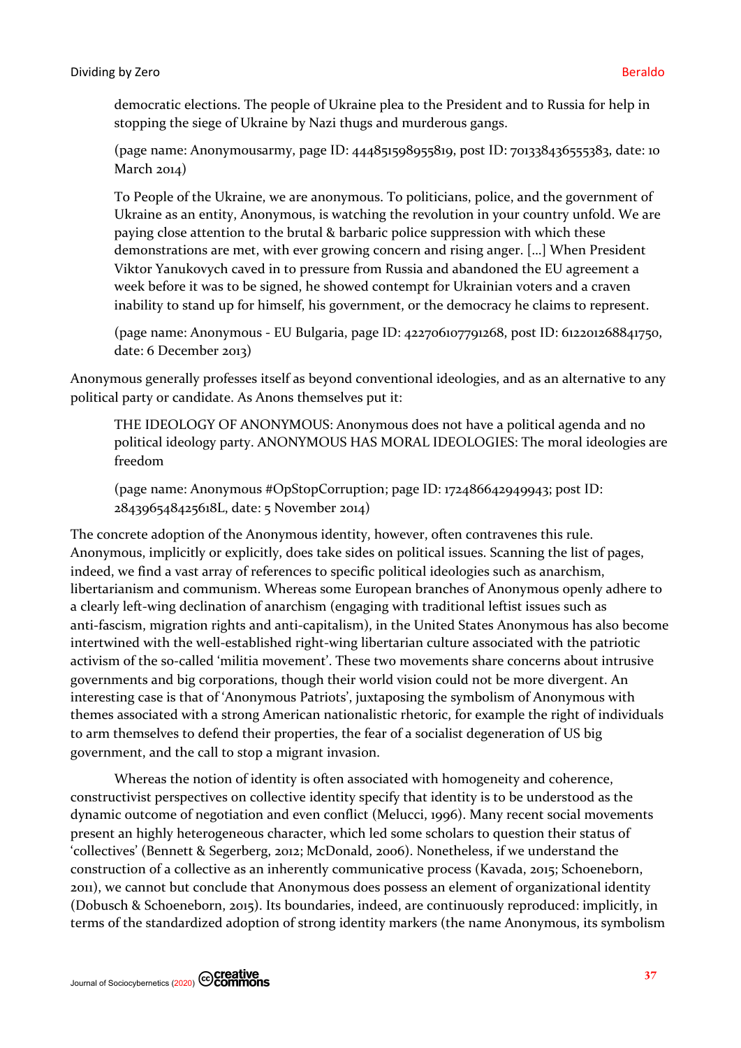democratic elections. The people of Ukraine plea to the President and to Russia for help in stopping the siege of Ukraine by Nazi thugs and murderous gangs.

> (page name: Anonymousarmy, page ID: 444851598955819, post ID: 701338436555383, date: 10 March 2014)

> To People of the Ukraine, we are anonymous. To politicians, police, and the government of Ukraine as an entity, Anonymous, is watching the revolution in your country unfold. We are paying close attention to the brutal & barbaric police suppression with which these demonstrations are met, with ever growing concern and rising anger. […] When President Viktor Yanukovych caved in to pressure from Russia and abandoned the EU agreement a week before it was to be signed, he showed contempt for Ukrainian voters and a craven inability to stand up for himself, his government, or the democracy he claims to represent.

> (page name: Anonymous - EU Bulgaria, page ID: 422706107791268, post ID: 612201268841750, date: 6 December 2013)

Anonymous generally professes itself as beyond conventional ideologies, and as an alternative to any political party or candidate. As Anons themselves put it:

> THE IDEOLOGY OF ANONYMOUS: Anonymous does not have a political agenda and no political ideology party. ANONYMOUS HAS MORAL IDEOLOGIES: The moral ideologies are freedom

> (page name: Anonymous #OpStopCorruption; page ID: 172486642949943; post ID: 284396548425618L, date: 5 November 2014)

The concrete adoption of the Anonymous identity, however, often contravenes this rule. Anonymous, implicitly or explicitly, does take sides on political issues. Scanning the list of pages, indeed, we find a vast array of references to specific political ideologies such as anarchism, libertarianism and communism. Whereas some European branches of Anonymous openly adhere to a clearly left-wing declination of anarchism (engaging with traditional leftist issues such as anti-fascism, migration rights and anti-capitalism), in the United States Anonymous has also become intertwined with the well-established right-wing libertarian culture associated with the patriotic activism of the so-called 'militia movement'. These two movements share concerns about intrusive governments and big corporations, though their world vision could not be more divergent. An interesting case is that of 'Anonymous Patriots', juxtaposing the symbolism of Anonymous with themes associated with a strong American nationalistic rhetoric, for example the right of individuals to arm themselves to defend their properties, the fear of a socialist degeneration of US big government, and the call to stop a migrant invasion.

Whereas the notion of identity is often associated with homogeneity and coherence, constructivist perspectives on collective identity specify that identity is to be understood as the dynamic outcome of negotiation and even conflict (Melucci, 1996). Many recent social movements present an highly heterogeneous character, which led some scholars to question their status of 'collectives' (Bennett & Segerberg, 2012; McDonald, 2006). Nonetheless, if we understand the construction of a collective as an inherently communicative process (Kavada, 2015; Schoeneborn, 2011), we cannot but conclude that Anonymous does possess an element of organizational identity (Dobusch & Schoeneborn, 2015). Its boundaries, indeed, are continuously reproduced: implicitly, in terms of the standardized adoption of strong identity markers (the name Anonymous, its symbolism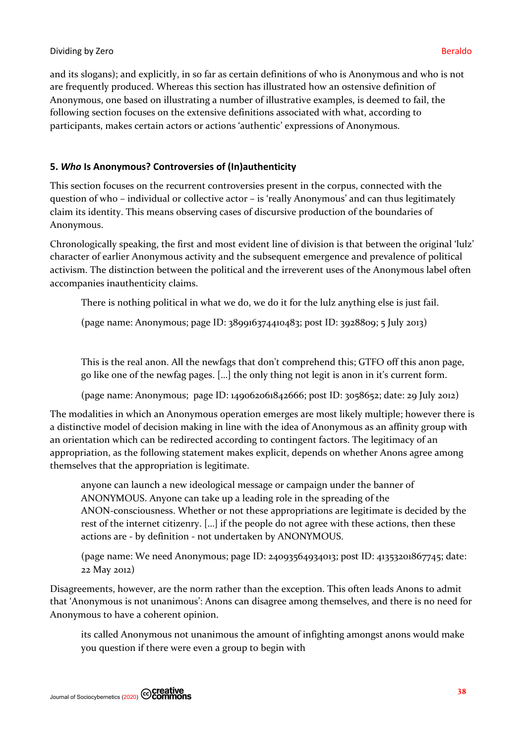and its slogans); and explicitly, in so far as certain definitions of who is Anonymous and who is not are frequently produced. Whereas this section has illustrated how an ostensive definition of Anonymous, one based on illustrating a number of illustrative examples, is deemed to fail, the following section focuses on the extensive definitions associated with what, according to participants, makes certain actors or actions 'authentic' expressions of Anonymous.

## 5. *Who* Is Anonymous? Controversies of (In)authenticity

This section focuses on the recurrent controversies present in the corpus, connected with the question of who – individual or collective actor – is 'really Anonymous' and can thus legitimately claim its identity. This means observing cases of discursive production of the boundaries of Anonymous.

Chronologically speaking, the first and most evident line of division is that between the original 'lulz' character of earlier Anonymous activity and the subsequent emergence and prevalence of political activism. The distinction between the political and the irreverent uses of the Anonymous label often accompanies inauthenticity claims.

> There is nothing political in what we do, we do it for the lulz anything else is just fail.
>
> (page name: Anonymous; page ID: 389916374410483; post ID: 3928809; 5 July 2013)

> This is the real anon. All the newfags that don't comprehend this; GTFO off this anon page, go like one of the newfag pages. […] the only thing not legit is anon in it's current form.
>
> (page name: Anonymous; page ID: 149062061842666; post ID: 3058652; date: 29 July 2012)

The modalities in which an Anonymous operation emerges are most likely multiple; however there is a distinctive model of decision making in line with the idea of Anonymous as an affinity group with an orientation which can be redirected according to contingent factors. The legitimacy of an appropriation, as the following statement makes explicit, depends on whether Anons agree among themselves that the appropriation is legitimate.

> anyone can launch a new ideological message or campaign under the banner of ANONYMOUS. Anyone can take up a leading role in the spreading of the ANON-consciousness. Whether or not these appropriations are legitimate is decided by the rest of the internet citizenry. […] if the people do not agree with these actions, then these actions are - by definition - not undertaken by ANONYMOUS.
>
> (page name: We need Anonymous; page ID: 24093564934013; post ID: 41353201867745; date: 22 May 2012)

Disagreements, however, are the norm rather than the exception. This often leads Anons to admit that 'Anonymous is not unanimous': Anons can disagree among themselves, and there is no need for Anonymous to have a coherent opinion.

> its called Anonymous not unanimous the amount of infighting amongst anons would make you question if there were even a group to begin with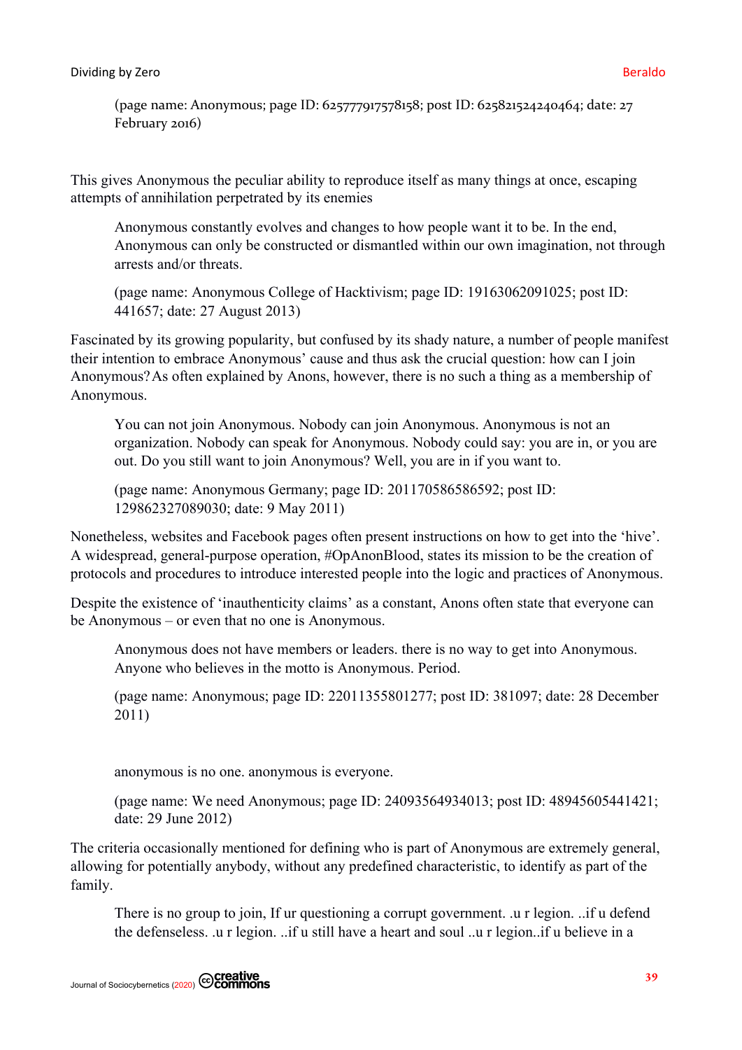> (page name: Anonymous; page ID: 625777917578158; post ID: 625821524240464; date: 27 February 2016)

This gives Anonymous the peculiar ability to reproduce itself as many things at once, escaping attempts of annihilation perpetrated by its enemies

> Anonymous constantly evolves and changes to how people want it to be. In the end, Anonymous can only be constructed or dismantled within our own imagination, not through arrests and/or threats.
>
> (page name: Anonymous College of Hacktivism; page ID: 19163062091025; post ID: 441657; date: 27 August 2013)

Fascinated by its growing popularity, but confused by its shady nature, a number of people manifest their intention to embrace Anonymous' cause and thus ask the crucial question: how can I join Anonymous? As often explained by Anons, however, there is no such a thing as a membership of Anonymous.

> You can not join Anonymous. Nobody can join Anonymous. Anonymous is not an organization. Nobody can speak for Anonymous. Nobody could say: you are in, or you are out. Do you still want to join Anonymous? Well, you are in if you want to.
>
> (page name: Anonymous Germany; page ID: 201170586586592; post ID: 129862327089030; date: 9 May 2011)

Nonetheless, websites and Facebook pages often present instructions on how to get into the 'hive'. A widespread, general-purpose operation, #OpAnonBlood, states its mission to be the creation of protocols and procedures to introduce interested people into the logic and practices of Anonymous.

Despite the existence of 'inauthenticity claims' as a constant, Anons often state that everyone can be Anonymous – or even that no one is Anonymous.

> Anonymous does not have members or leaders. there is no way to get into Anonymous. Anyone who believes in the motto is Anonymous. Period.
>
> (page name: Anonymous; page ID: 22011355801277; post ID: 381097; date: 28 December 2011)

> anonymous is no one. anonymous is everyone.
>
> (page name: We need Anonymous; page ID: 24093564934013; post ID: 48945605441421; date: 29 June 2012)

The criteria occasionally mentioned for defining who is part of Anonymous are extremely general, allowing for potentially anybody, without any predefined characteristic, to identify as part of the family.

> There is no group to join, If ur questioning a corrupt government. .u r legion. ..if u defend the defenseless. .u r legion. ..if u still have a heart and soul ..u r legion..if u believe in a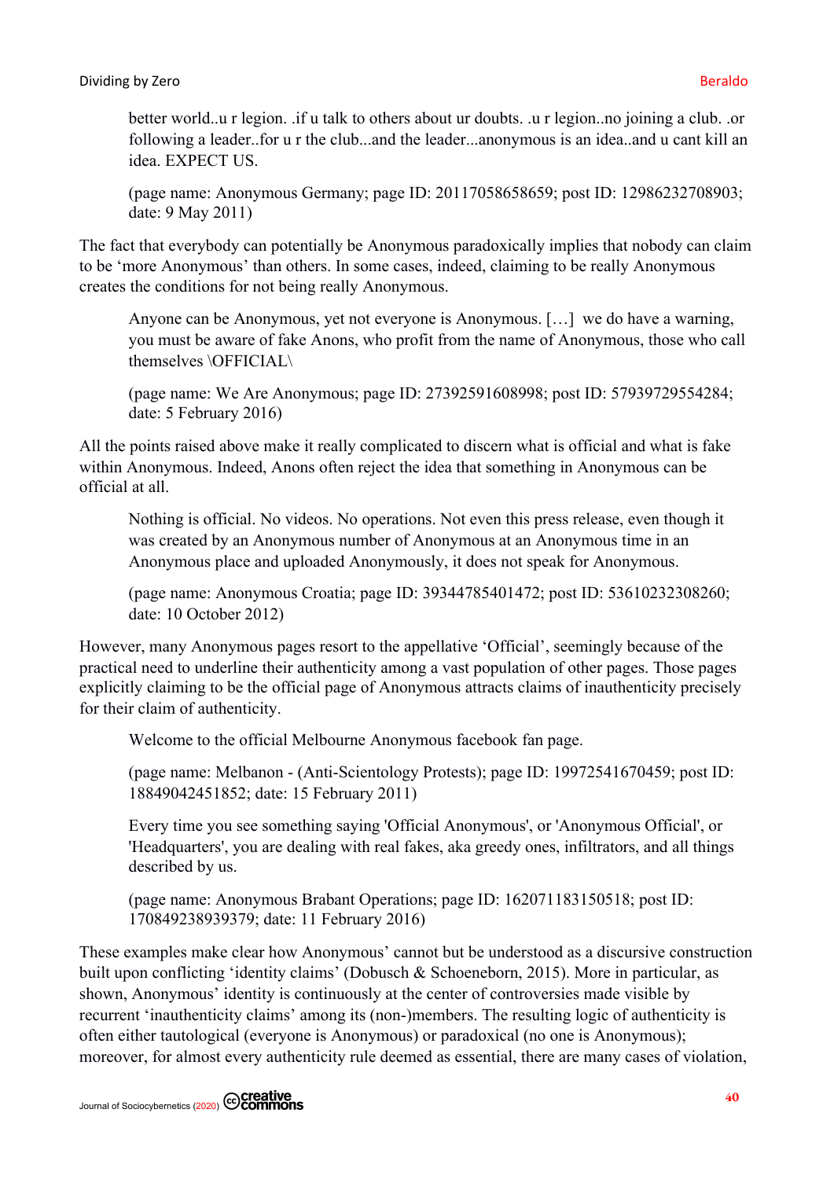> better world..u r legion. .if u talk to others about ur doubts. .u r legion..no joining a club. .or following a leader..for u r the club...and the leader...anonymous is an idea..and u cant kill an idea. EXPECT US.
>
> (page name: Anonymous Germany; page ID: 20117058658659; post ID: 12986232708903; date: 9 May 2011)

The fact that everybody can potentially be Anonymous paradoxically implies that nobody can claim to be 'more Anonymous' than others. In some cases, indeed, claiming to be really Anonymous creates the conditions for not being really Anonymous.

> Anyone can be Anonymous, yet not everyone is Anonymous. […] we do have a warning, you must be aware of fake Anons, who profit from the name of Anonymous, those who call themselves \OFFICIAL\
>
> (page name: We Are Anonymous; page ID: 27392591608998; post ID: 57939729554284; date: 5 February 2016)

All the points raised above make it really complicated to discern what is official and what is fake within Anonymous. Indeed, Anons often reject the idea that something in Anonymous can be official at all.

> Nothing is official. No videos. No operations. Not even this press release, even though it was created by an Anonymous number of Anonymous at an Anonymous time in an Anonymous place and uploaded Anonymously, it does not speak for Anonymous.
>
> (page name: Anonymous Croatia; page ID: 39344785401472; post ID: 53610232308260; date: 10 October 2012)

However, many Anonymous pages resort to the appellative 'Official', seemingly because of the practical need to underline their authenticity among a vast population of other pages. Those pages explicitly claiming to be the official page of Anonymous attracts claims of inauthenticity precisely for their claim of authenticity.

> Welcome to the official Melbourne Anonymous facebook fan page.
>
> (page name: Melbanon - (Anti-Scientology Protests); page ID: 19972541670459; post ID: 18849042451852; date: 15 February 2011)
>
> Every time you see something saying 'Official Anonymous', or 'Anonymous Official', or 'Headquarters', you are dealing with real fakes, aka greedy ones, infiltrators, and all things described by us.
>
> (page name: Anonymous Brabant Operations; page ID: 162071183150518; post ID: 170849238939379; date: 11 February 2016)

These examples make clear how Anonymous' cannot but be understood as a discursive construction built upon conflicting 'identity claims' (Dobusch & Schoeneborn, 2015). More in particular, as shown, Anonymous' identity is continuously at the center of controversies made visible by recurrent 'inauthenticity claims' among its (non-)members. The resulting logic of authenticity is often either tautological (everyone is Anonymous) or paradoxical (no one is Anonymous); moreover, for almost every authenticity rule deemed as essential, there are many cases of violation,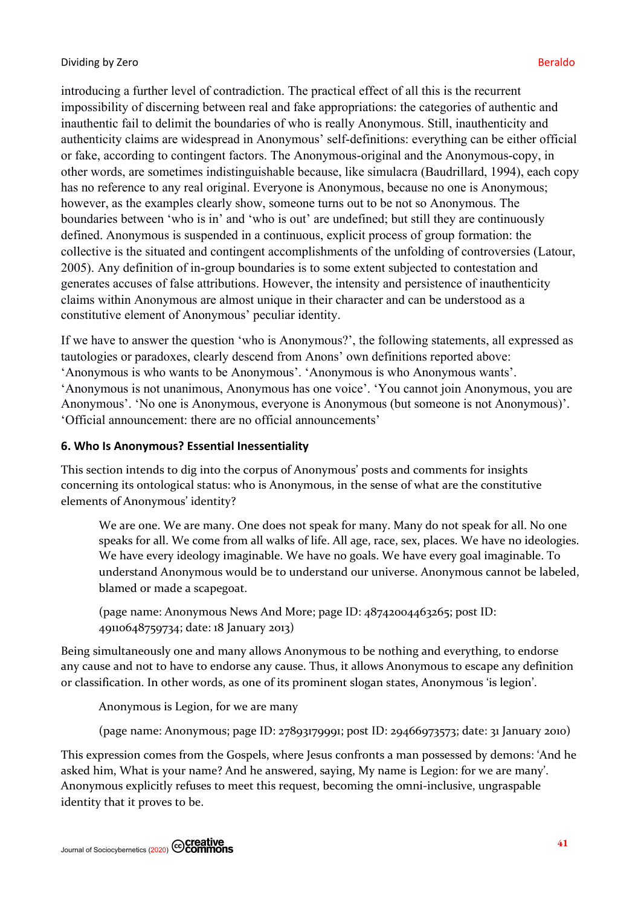introducing a further level of contradiction. The practical effect of all this is the recurrent impossibility of discerning between real and fake appropriations: the categories of authentic and inauthentic fail to delimit the boundaries of who is really Anonymous. Still, inauthenticity and authenticity claims are widespread in Anonymous' self-definitions: everything can be either official or fake, according to contingent factors. The Anonymous-original and the Anonymous-copy, in other words, are sometimes indistinguishable because, like simulacra (Baudrillard, 1994), each copy has no reference to any real original. Everyone is Anonymous, because no one is Anonymous; however, as the examples clearly show, someone turns out to be not so Anonymous. The boundaries between 'who is in' and 'who is out' are undefined; but still they are continuously defined. Anonymous is suspended in a continuous, explicit process of group formation: the collective is the situated and contingent accomplishments of the unfolding of controversies (Latour, 2005). Any definition of in-group boundaries is to some extent subjected to contestation and generates accuses of false attributions. However, the intensity and persistence of inauthenticity claims within Anonymous are almost unique in their character and can be understood as a constitutive element of Anonymous' peculiar identity.

If we have to answer the question 'who is Anonymous?', the following statements, all expressed as tautologies or paradoxes, clearly descend from Anons' own definitions reported above: 'Anonymous is who wants to be Anonymous'. 'Anonymous is who Anonymous wants'. 'Anonymous is not unanimous, Anonymous has one voice'. 'You cannot join Anonymous, you are Anonymous'. 'No one is Anonymous, everyone is Anonymous (but someone is not Anonymous)'. 'Official announcement: there are no official announcements'

### 6. Who Is Anonymous? Essential Inessentiality

This section intends to dig into the corpus of Anonymous' posts and comments for insights concerning its ontological status: who is Anonymous, in the sense of what are the constitutive elements of Anonymous' identity?

> We are one. We are many. One does not speak for many. Many do not speak for all. No one speaks for all. We come from all walks of life. All age, race, sex, places. We have no ideologies. We have every ideology imaginable. We have no goals. We have every goal imaginable. To understand Anonymous would be to understand our universe. Anonymous cannot be labeled, blamed or made a scapegoat.
>
> (page name: Anonymous News And More; page ID: 48742004463265; post ID: 49110648759734; date: 18 January 2013)

Being simultaneously one and many allows Anonymous to be nothing and everything, to endorse any cause and not to have to endorse any cause. Thus, it allows Anonymous to escape any definition or classification. In other words, as one of its prominent slogan states, Anonymous 'is legion'.

> Anonymous is Legion, for we are many
>
> (page name: Anonymous; page ID: 27893179991; post ID: 29466973573; date: 31 January 2010)

This expression comes from the Gospels, where Jesus confronts a man possessed by demons: 'And he asked him, What is your name? And he answered, saying, My name is Legion: for we are many'. Anonymous explicitly refuses to meet this request, becoming the omni-inclusive, ungraspable identity that it proves to be.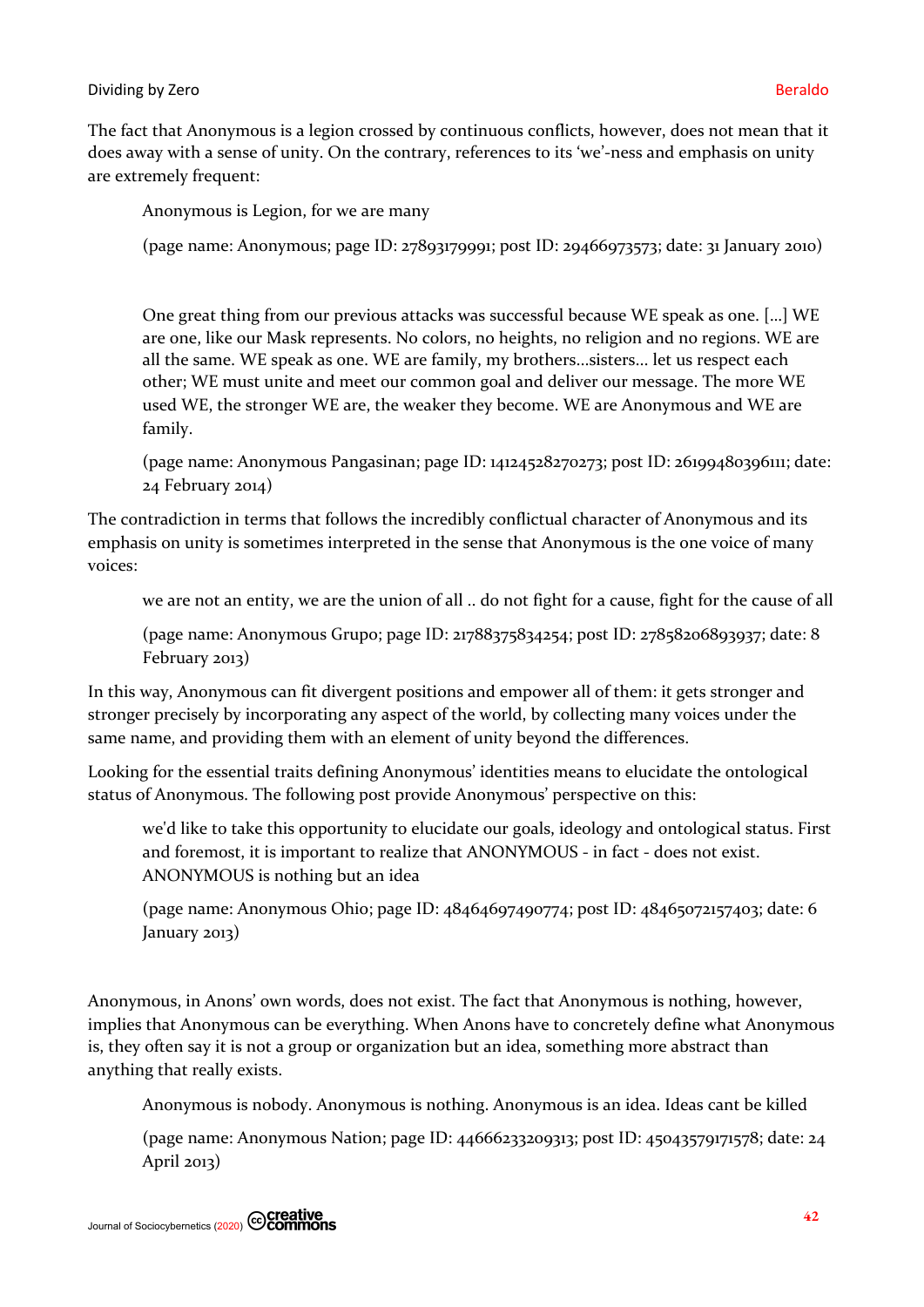The fact that Anonymous is a legion crossed by continuous conflicts, however, does not mean that it does away with a sense of unity. On the contrary, references to its 'we'-ness and emphasis on unity are extremely frequent:

> Anonymous is Legion, for we are many
>
> (page name: Anonymous; page ID: 27893179991; post ID: 29466973573; date: 31 January 2010)

> One great thing from our previous attacks was successful because WE speak as one. [...] WE are one, like our Mask represents. No colors, no heights, no religion and no regions. WE are all the same. WE speak as one. WE are family, my brothers...sisters... let us respect each other; WE must unite and meet our common goal and deliver our message. The more WE used WE, the stronger WE are, the weaker they become. WE are Anonymous and WE are family.
>
> (page name: Anonymous Pangasinan; page ID: 14124528270273; post ID: 26199480396111; date: 24 February 2014)

The contradiction in terms that follows the incredibly conflictual character of Anonymous and its emphasis on unity is sometimes interpreted in the sense that Anonymous is the one voice of many voices:

> we are not an entity, we are the union of all .. do not fight for a cause, fight for the cause of all
>
> (page name: Anonymous Grupo; page ID: 21788375834254; post ID: 27858206893937; date: 8 February 2013)

In this way, Anonymous can fit divergent positions and empower all of them: it gets stronger and stronger precisely by incorporating any aspect of the world, by collecting many voices under the same name, and providing them with an element of unity beyond the differences.

Looking for the essential traits defining Anonymous' identities means to elucidate the ontological status of Anonymous. The following post provide Anonymous' perspective on this:

> we'd like to take this opportunity to elucidate our goals, ideology and ontological status. First and foremost, it is important to realize that ANONYMOUS - in fact - does not exist. ANONYMOUS is nothing but an idea
>
> (page name: Anonymous Ohio; page ID: 48464697490774; post ID: 48465072157403; date: 6 January 2013)

Anonymous, in Anons' own words, does not exist. The fact that Anonymous is nothing, however, implies that Anonymous can be everything. When Anons have to concretely define what Anonymous is, they often say it is not a group or organization but an idea, something more abstract than anything that really exists.

> Anonymous is nobody. Anonymous is nothing. Anonymous is an idea. Ideas cant be killed
>
> (page name: Anonymous Nation; page ID: 44666233209313; post ID: 45043579171578; date: 24 April 2013)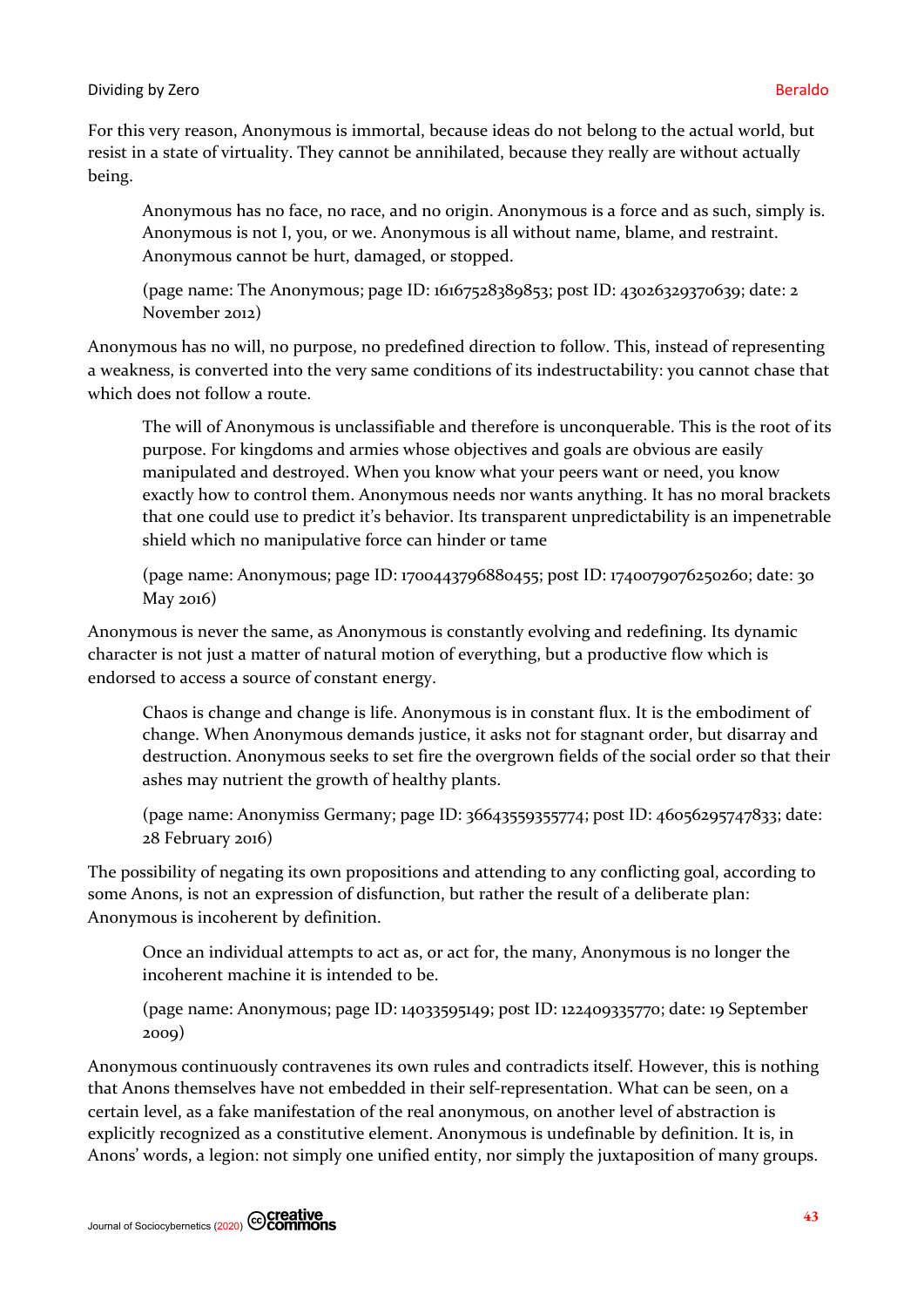For this very reason, Anonymous is immortal, because ideas do not belong to the actual world, but resist in a state of virtuality. They cannot be annihilated, because they really are without actually being.

> Anonymous has no face, no race, and no origin. Anonymous is a force and as such, simply is. Anonymous is not I, you, or we. Anonymous is all without name, blame, and restraint. Anonymous cannot be hurt, damaged, or stopped.
>
> (page name: The Anonymous; page ID: 16167528389853; post ID: 43026329370639; date: 2 November 2012)

Anonymous has no will, no purpose, no predefined direction to follow. This, instead of representing a weakness, is converted into the very same conditions of its indestructability: you cannot chase that which does not follow a route.

> The will of Anonymous is unclassifiable and therefore is unconquerable. This is the root of its purpose. For kingdoms and armies whose objectives and goals are obvious are easily manipulated and destroyed. When you know what your peers want or need, you know exactly how to control them. Anonymous needs nor wants anything. It has no moral brackets that one could use to predict it's behavior. Its transparent unpredictability is an impenetrable shield which no manipulative force can hinder or tame
>
> (page name: Anonymous; page ID: 1700443796880455; post ID: 1740079076250260; date: 30 May 2016)

Anonymous is never the same, as Anonymous is constantly evolving and redefining. Its dynamic character is not just a matter of natural motion of everything, but a productive flow which is endorsed to access a source of constant energy.

> Chaos is change and change is life. Anonymous is in constant flux. It is the embodiment of change. When Anonymous demands justice, it asks not for stagnant order, but disarray and destruction. Anonymous seeks to set fire the overgrown fields of the social order so that their ashes may nutrient the growth of healthy plants.
>
> (page name: Anonymiss Germany; page ID: 366435593557774; post ID: 46056295747833; date: 28 February 2016)

The possibility of negating its own propositions and attending to any conflicting goal, according to some Anons, is not an expression of disfunction, but rather the result of a deliberate plan: Anonymous is incoherent by definition.

> Once an individual attempts to act as, or act for, the many, Anonymous is no longer the incoherent machine it is intended to be.
>
> (page name: Anonymous; page ID: 14033595149; post ID: 122409335770; date: 19 September 2009)

Anonymous continuously contravenes its own rules and contradicts itself. However, this is nothing that Anons themselves have not embedded in their self-representation. What can be seen, on a certain level, as a fake manifestation of the real anonymous, on another level of abstraction is explicitly recognized as a constitutive element. Anonymous is undefinable by definition. It is, in Anons' words, a legion: not simply one unified entity, nor simply the juxtaposition of many groups.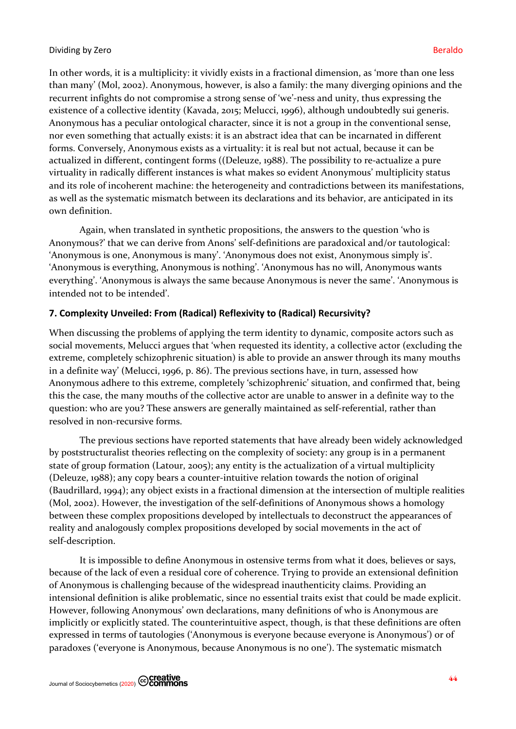In other words, it is a multiplicity: it vividly exists in a fractional dimension, as 'more than one less than many' (Mol, 2002). Anonymous, however, is also a family: the many diverging opinions and the recurrent infights do not compromise a strong sense of 'we'-ness and unity, thus expressing the existence of a collective identity (Kavada, 2015; Melucci, 1996), although undoubtedly sui generis. Anonymous has a peculiar ontological character, since it is not a group in the conventional sense, nor even something that actually exists: it is an abstract idea that can be incarnated in different forms. Conversely, Anonymous exists as a virtuality: it is real but not actual, because it can be actualized in different, contingent forms ((Deleuze, 1988). The possibility to re-actualize a pure virtuality in radically different instances is what makes so evident Anonymous' multiplicity status and its role of incoherent machine: the heterogeneity and contradictions between its manifestations, as well as the systematic mismatch between its declarations and its behavior, are anticipated in its own definition.

Again, when translated in synthetic propositions, the answers to the question 'who is Anonymous?' that we can derive from Anons' self-definitions are paradoxical and/or tautological: 'Anonymous is one, Anonymous is many'. 'Anonymous does not exist, Anonymous simply is'. 'Anonymous is everything, Anonymous is nothing'. 'Anonymous has no will, Anonymous wants everything'. 'Anonymous is always the same because Anonymous is never the same'. 'Anonymous is intended not to be intended'.

## 7. Complexity Unveiled: From (Radical) Reflexivity to (Radical) Recursivity?

When discussing the problems of applying the term identity to dynamic, composite actors such as social movements, Melucci argues that 'when requested its identity, a collective actor (excluding the extreme, completely schizophrenic situation) is able to provide an answer through its many mouths in a definite way' (Melucci, 1996, p. 86). The previous sections have, in turn, assessed how Anonymous adhere to this extreme, completely 'schizophrenic' situation, and confirmed that, being this the case, the many mouths of the collective actor are unable to answer in a definite way to the question: who are you? These answers are generally maintained as self-referential, rather than resolved in non-recursive forms.

The previous sections have reported statements that have already been widely acknowledged by poststructuralist theories reflecting on the complexity of society: any group is in a permanent state of group formation (Latour, 2005); any entity is the actualization of a virtual multiplicity (Deleuze, 1988); any copy bears a counter-intuitive relation towards the notion of original (Baudrillard, 1994); any object exists in a fractional dimension at the intersection of multiple realities (Mol, 2002). However, the investigation of the self-definitions of Anonymous shows a homology between these complex propositions developed by intellectuals to deconstruct the appearances of reality and analogously complex propositions developed by social movements in the act of self-description.

It is impossible to define Anonymous in ostensive terms from what it does, believes or says, because of the lack of even a residual core of coherence. Trying to provide an extensional definition of Anonymous is challenging because of the widespread inauthenticity claims. Providing an intensional definition is alike problematic, since no essential traits exist that could be made explicit. However, following Anonymous' own declarations, many definitions of who is Anonymous are implicitly or explicitly stated. The counterintuitive aspect, though, is that these definitions are often expressed in terms of tautologies ('Anonymous is everyone because everyone is Anonymous') or of paradoxes ('everyone is Anonymous, because Anonymous is no one'). The systematic mismatch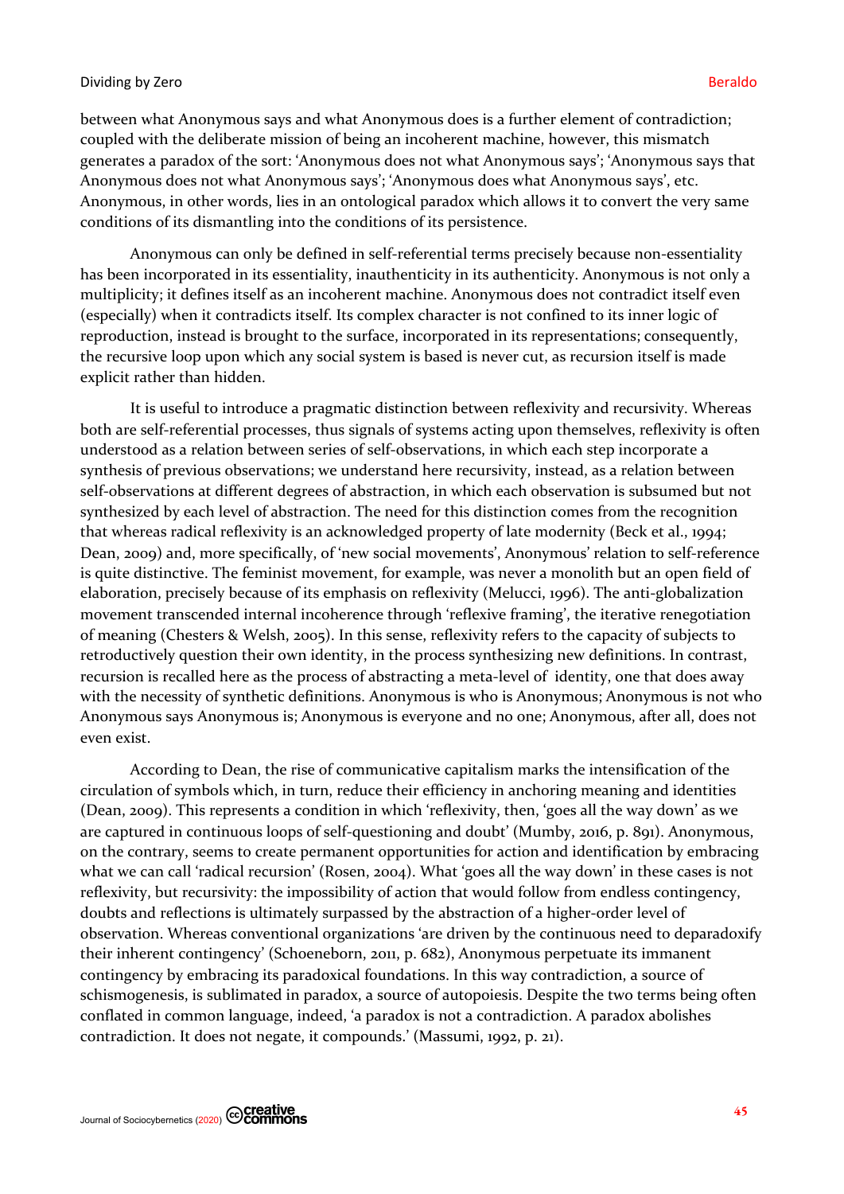between what Anonymous says and what Anonymous does is a further element of contradiction; coupled with the deliberate mission of being an incoherent machine, however, this mismatch generates a paradox of the sort: 'Anonymous does not what Anonymous says'; 'Anonymous says that Anonymous does not what Anonymous says'; 'Anonymous does what Anonymous says', etc. Anonymous, in other words, lies in an ontological paradox which allows it to convert the very same conditions of its dismantling into the conditions of its persistence.

Anonymous can only be defined in self-referential terms precisely because non-essentiality has been incorporated in its essentiality, inauthenticity in its authenticity. Anonymous is not only a multiplicity; it defines itself as an incoherent machine. Anonymous does not contradict itself even (especially) when it contradicts itself. Its complex character is not confined to its inner logic of reproduction, instead is brought to the surface, incorporated in its representations; consequently, the recursive loop upon which any social system is based is never cut, as recursion itself is made explicit rather than hidden.

It is useful to introduce a pragmatic distinction between reflexivity and recursivity. Whereas both are self-referential processes, thus signals of systems acting upon themselves, reflexivity is often understood as a relation between series of self-observations, in which each step incorporate a synthesis of previous observations; we understand here recursivity, instead, as a relation between self-observations at different degrees of abstraction, in which each observation is subsumed but not synthesized by each level of abstraction. The need for this distinction comes from the recognition that whereas radical reflexivity is an acknowledged property of late modernity (Beck et al., 1994; Dean, 2009) and, more specifically, of 'new social movements', Anonymous' relation to self-reference is quite distinctive. The feminist movement, for example, was never a monolith but an open field of elaboration, precisely because of its emphasis on reflexivity (Melucci, 1996). The anti-globalization movement transcended internal incoherence through 'reflexive framing', the iterative renegotiation of meaning (Chesters & Welsh, 2005). In this sense, reflexivity refers to the capacity of subjects to retroductively question their own identity, in the process synthesizing new definitions. In contrast, recursion is recalled here as the process of abstracting a meta-level of identity, one that does away with the necessity of synthetic definitions. Anonymous is who is Anonymous; Anonymous is not who Anonymous says Anonymous is; Anonymous is everyone and no one; Anonymous, after all, does not even exist.

According to Dean, the rise of communicative capitalism marks the intensification of the circulation of symbols which, in turn, reduce their efficiency in anchoring meaning and identities (Dean, 2009). This represents a condition in which 'reflexivity, then, 'goes all the way down' as we are captured in continuous loops of self-questioning and doubt' (Mumby, 2016, p. 891). Anonymous, on the contrary, seems to create permanent opportunities for action and identification by embracing what we can call 'radical recursion' (Rosen, 2004). What 'goes all the way down' in these cases is not reflexivity, but recursivity: the impossibility of action that would follow from endless contingency, doubts and reflections is ultimately surpassed by the abstraction of a higher-order level of observation. Whereas conventional organizations 'are driven by the continuous need to deparadoxify their inherent contingency' (Schoeneborn, 2011, p. 682), Anonymous perpetuate its immanent contingency by embracing its paradoxical foundations. In this way contradiction, a source of schismogenesis, is sublimated in paradox, a source of autopoiesis. Despite the two terms being often conflated in common language, indeed, 'a paradox is not a contradiction. A paradox abolishes contradiction. It does not negate, it compounds.' (Massumi, 1992, p. 21).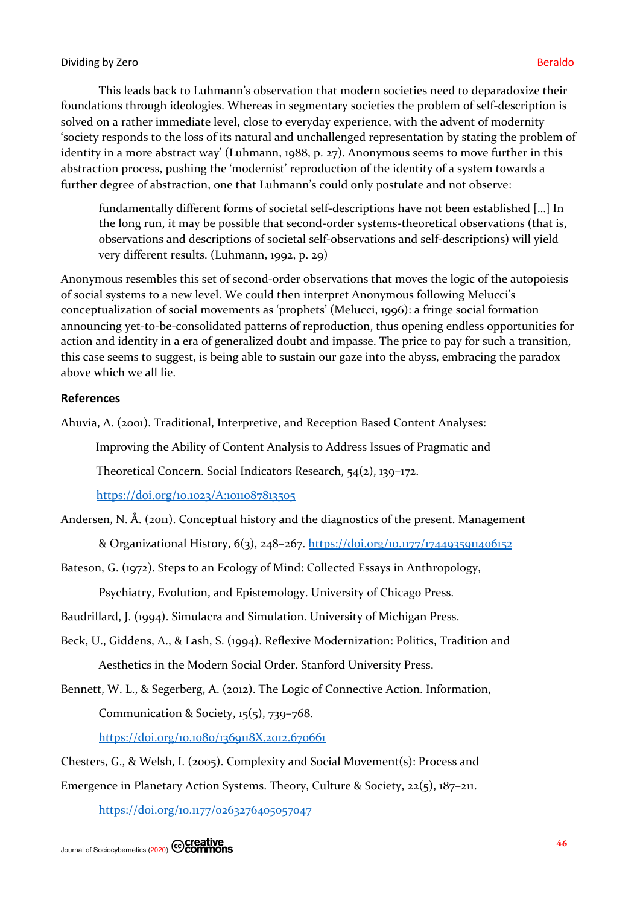This leads back to Luhmann's observation that modern societies need to deparadoxize their foundations through ideologies. Whereas in segmentary societies the problem of self-description is solved on a rather immediate level, close to everyday experience, with the advent of modernity 'society responds to the loss of its natural and unchallenged representation by stating the problem of identity in a more abstract way' (Luhmann, 1988, p. 27). Anonymous seems to move further in this abstraction process, pushing the 'modernist' reproduction of the identity of a system towards a further degree of abstraction, one that Luhmann's could only postulate and not observe:

> fundamentally different forms of societal self-descriptions have not been established […] In the long run, it may be possible that second-order systems-theoretical observations (that is, observations and descriptions of societal self-observations and self-descriptions) will yield very different results. (Luhmann, 1992, p. 29)

Anonymous resembles this set of second-order observations that moves the logic of the autopoiesis of social systems to a new level. We could then interpret Anonymous following Melucci's conceptualization of social movements as 'prophets' (Melucci, 1996): a fringe social formation announcing yet-to-be-consolidated patterns of reproduction, thus opening endless opportunities for action and identity in a era of generalized doubt and impasse. The price to pay for such a transition, this case seems to suggest, is being able to sustain our gaze into the abyss, embracing the paradox above which we all lie.

## References

Ahuvia, A. (2001). Traditional, Interpretive, and Reception Based Content Analyses: Improving the Ability of Content Analysis to Address Issues of Pragmatic and Theoretical Concern. Social Indicators Research, 54(2), 139–172. https://doi.org/10.1023/A:1011087813505

Andersen, N. Å. (2011). Conceptual history and the diagnostics of the present. Management & Organizational History, 6(3), 248–267. https://doi.org/10.1177/1744935911406152

Bateson, G. (1972). Steps to an Ecology of Mind: Collected Essays in Anthropology, Psychiatry, Evolution, and Epistemology. University of Chicago Press.

Baudrillard, J. (1994). Simulacra and Simulation. University of Michigan Press.

Beck, U., Giddens, A., & Lash, S. (1994). Reflexive Modernization: Politics, Tradition and Aesthetics in the Modern Social Order. Stanford University Press.

Bennett, W. L., & Segerberg, A. (2012). The Logic of Connective Action. Information, Communication & Society, 15(5), 739–768. https://doi.org/10.1080/1369118X.2012.670661

Chesters, G., & Welsh, I. (2005). Complexity and Social Movement(s): Process and Emergence in Planetary Action Systems. Theory, Culture & Society, 22(5), 187–211. https://doi.org/10.1177/0263276405057047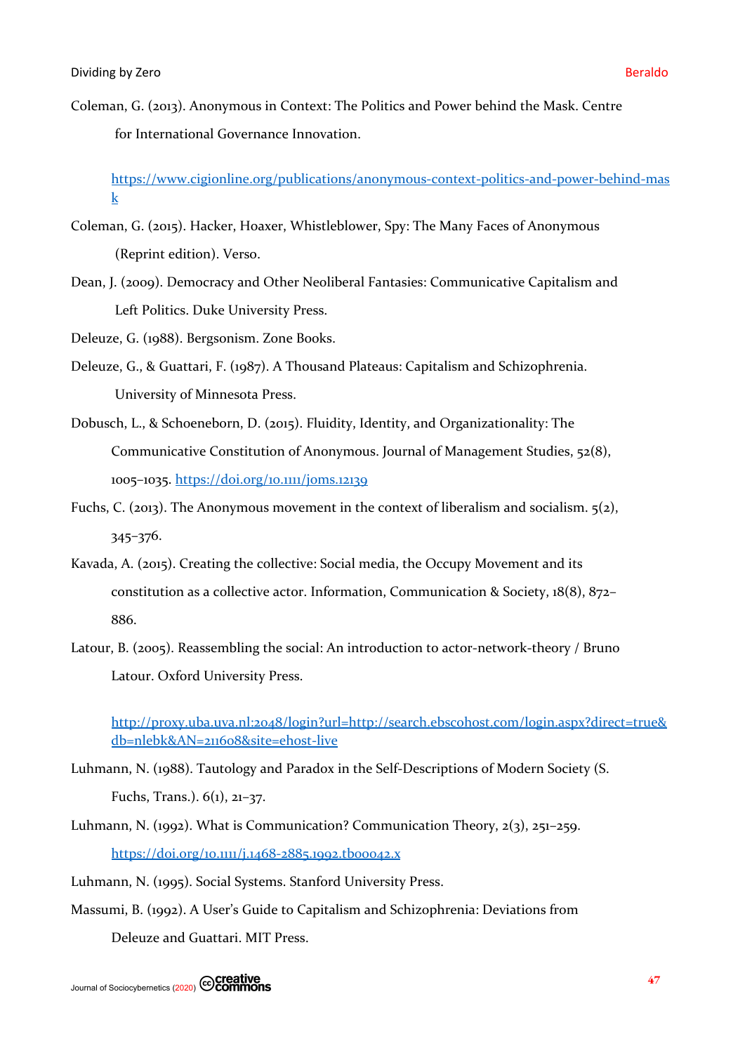Coleman, G. (2013). Anonymous in Context: The Politics and Power behind the Mask. Centre for International Governance Innovation.

https://www.cigionline.org/publications/anonymous-context-politics-and-power-behind-mask

Coleman, G. (2015). Hacker, Hoaxer, Whistleblower, Spy: The Many Faces of Anonymous (Reprint edition). Verso.

Dean, J. (2009). Democracy and Other Neoliberal Fantasies: Communicative Capitalism and Left Politics. Duke University Press.

Deleuze, G. (1988). Bergsonism. Zone Books.

Deleuze, G., & Guattari, F. (1987). A Thousand Plateaus: Capitalism and Schizophrenia. University of Minnesota Press.

Dobusch, L., & Schoeneborn, D. (2015). Fluidity, Identity, and Organizationality: The Communicative Constitution of Anonymous. Journal of Management Studies, 52(8), 1005–1035. https://doi.org/10.1111/joms.12139

Fuchs, C. (2013). The Anonymous movement in the context of liberalism and socialism. 5(2), 345–376.

Kavada, A. (2015). Creating the collective: Social media, the Occupy Movement and its constitution as a collective actor. Information, Communication & Society, 18(8), 872–886.

Latour, B. (2005). Reassembling the social: An introduction to actor-network-theory / Bruno Latour. Oxford University Press.

http://proxy.uba.uva.nl:2048/login?url=http://search.ebscohost.com/login.aspx?direct=true&db=nlebk&AN=211608&site=ehost-live

Luhmann, N. (1988). Tautology and Paradox in the Self-Descriptions of Modern Society (S. Fuchs, Trans.). 6(1), 21–37.

Luhmann, N. (1992). What is Communication? Communication Theory, 2(3), 251–259. https://doi.org/10.1111/j.1468-2885.1992.tb00042.x

Luhmann, N. (1995). Social Systems. Stanford University Press.

Massumi, B. (1992). A User's Guide to Capitalism and Schizophrenia: Deviations from Deleuze and Guattari. MIT Press.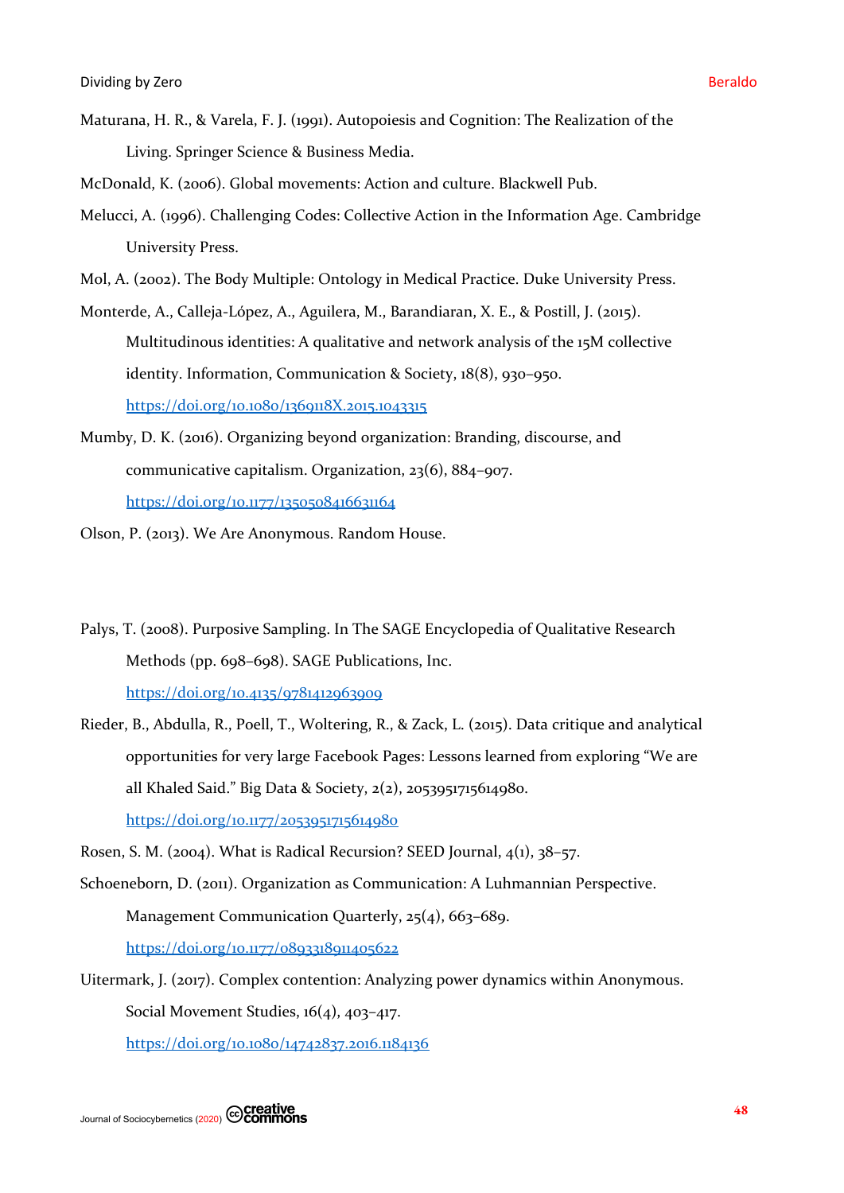Maturana, H. R., & Varela, F. J. (1991). Autopoiesis and Cognition: The Realization of the Living. Springer Science & Business Media.

McDonald, K. (2006). Global movements: Action and culture. Blackwell Pub.

Melucci, A. (1996). Challenging Codes: Collective Action in the Information Age. Cambridge University Press.

Mol, A. (2002). The Body Multiple: Ontology in Medical Practice. Duke University Press.

Monterde, A., Calleja-López, A., Aguilera, M., Barandiaran, X. E., & Postill, J. (2015). Multitudinous identities: A qualitative and network analysis of the 15M collective identity. Information, Communication & Society, 18(8), 930–950. https://doi.org/10.1080/1369118X.2015.1043315

Mumby, D. K. (2016). Organizing beyond organization: Branding, discourse, and communicative capitalism. Organization, 23(6), 884–907. https://doi.org/10.1177/1350508416631164

Olson, P. (2013). We Are Anonymous. Random House.

Palys, T. (2008). Purposive Sampling. In The SAGE Encyclopedia of Qualitative Research Methods (pp. 698–698). SAGE Publications, Inc. https://doi.org/10.4135/9781412963909

Rieder, B., Abdulla, R., Poell, T., Woltering, R., & Zack, L. (2015). Data critique and analytical opportunities for very large Facebook Pages: Lessons learned from exploring "We are all Khaled Said." Big Data & Society, 2(2), 2053951715614980. https://doi.org/10.1177/2053951715614980

Rosen, S. M. (2004). What is Radical Recursion? SEED Journal, 4(1), 38–57.

Schoeneborn, D. (2011). Organization as Communication: A Luhmannian Perspective. Management Communication Quarterly, 25(4), 663–689. https://doi.org/10.1177/0893318911405622

Uitermark, J. (2017). Complex contention: Analyzing power dynamics within Anonymous. Social Movement Studies, 16(4), 403–417. https://doi.org/10.1080/14742837.2016.1184136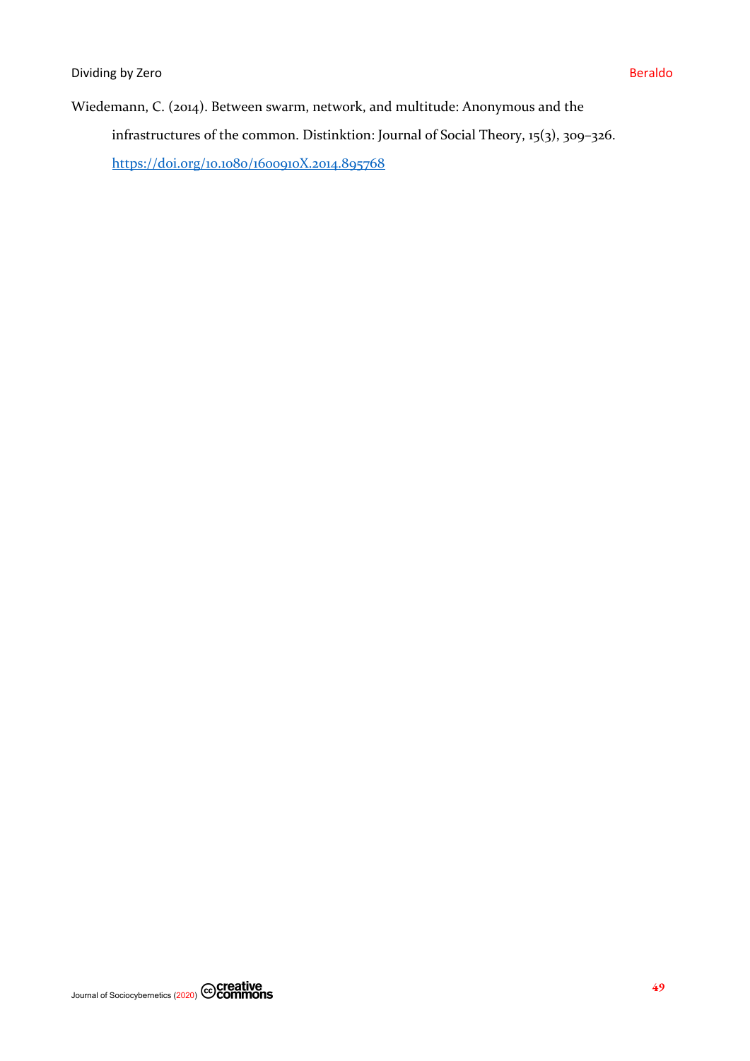Wiedemann, C. (2014). Between swarm, network, and multitude: Anonymous and the infrastructures of the common. Distinktion: Journal of Social Theory, 15(3), 309–326. https://doi.org/10.1080/1600910X.2014.895768